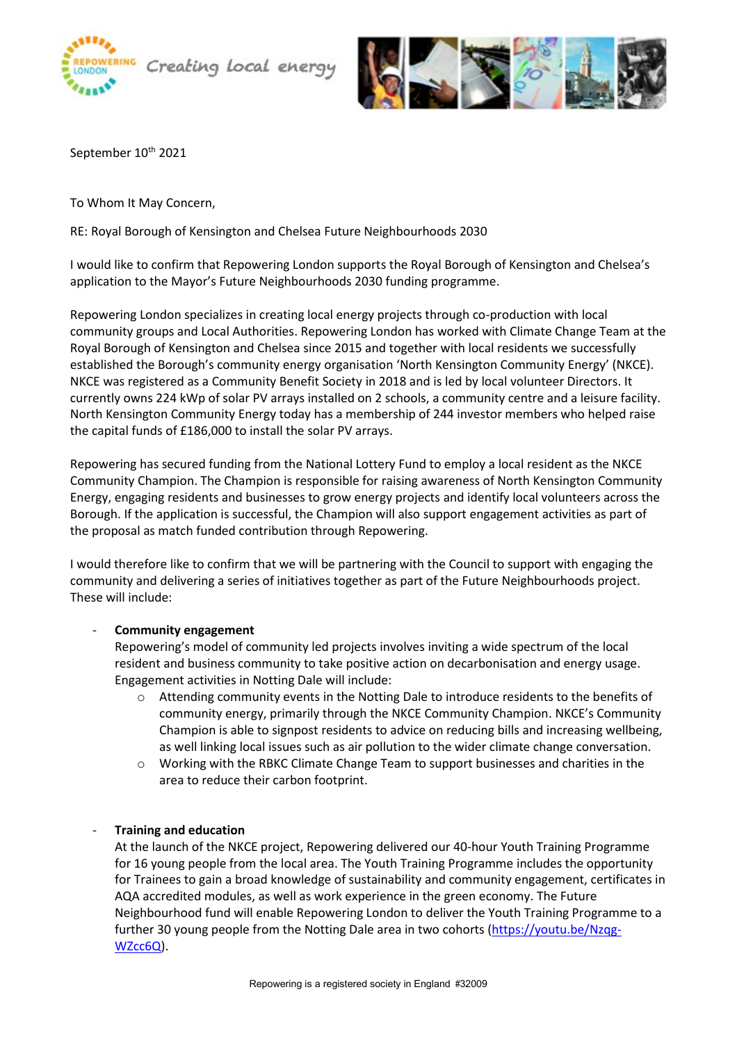Creating local energy

September 10th 2021

To Whom It May Concern,

RE: Royal Borough of Kensington and Chelsea Future Neighbourhoods 2030

I would like to confirm that Repowering London supports the Royal Borough of Kensington and Chelsea's application to the Mayor's Future Neighbourhoods 2030 funding programme.

Repowering London specializes in creating local energy projects through co-production with local community groups and Local Authorities. Repowering London has worked with Climate Change Team at the Royal Borough of Kensington and Chelsea since 2015 and together with local residents we successfully established the Borough's community energy organisation 'North Kensington Community Energy' (NKCE). NKCE was registered as a Community Benefit Society in 2018 and is led by local volunteer Directors. It currently owns 224 kWp of solar PV arrays installed on 2 schools, a community centre and a leisure facility. North Kensington Community Energy today has a membership of 244 investor members who helped raise the capital funds of £186,000 to install the solar PV arrays.

Repowering has secured funding from the National Lottery Fund to employ a local resident as the NKCE Community Champion. The Champion is responsible for raising awareness of North Kensington Community Energy, engaging residents and businesses to grow energy projects and identify local volunteers across the Borough. If the application is successful, the Champion will also support engagement activities as part of the proposal as match funded contribution through Repowering.

I would therefore like to confirm that we will be partnering with the Council to support with engaging the community and delivering a series of initiatives together as part of the Future Neighbourhoods project. These will include:

- **Community engagement**
  Repowering's model of community led projects involves inviting a wide spectrum of the local resident and business community to take positive action on decarbonisation and energy usage. Engagement activities in Notting Dale will include:
  - Attending community events in the Notting Dale to introduce residents to the benefits of community energy, primarily through the NKCE Community Champion. NKCE's Community Champion is able to signpost residents to advice on reducing bills and increasing wellbeing, as well linking local issues such as air pollution to the wider climate change conversation.
  - Working with the RBKC Climate Change Team to support businesses and charities in the area to reduce their carbon footprint.

- **Training and education**
  At the launch of the NKCE project, Repowering delivered our 40-hour Youth Training Programme for 16 young people from the local area. The Youth Training Programme includes the opportunity for Trainees to gain a broad knowledge of sustainability and community engagement, certificates in AQA accredited modules, as well as work experience in the green economy. The Future Neighbourhood fund will enable Repowering London to deliver the Youth Training Programme to a further 30 young people from the Notting Dale area in two cohorts (https://youtu.be/Nzqg-WZcc6Q).

Repowering is a registered society in England #32009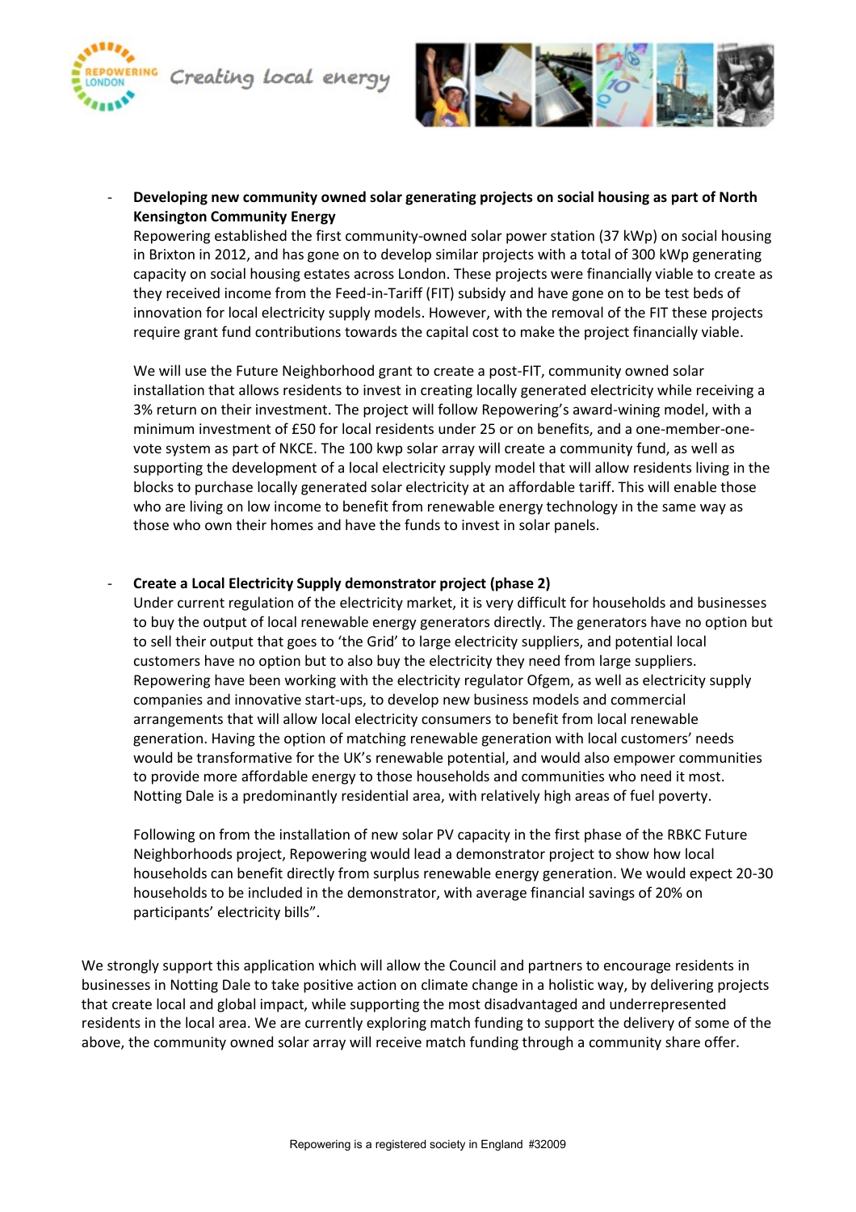- **Developing new community owned solar generating projects on social housing as part of North Kensington Community Energy**

  Repowering established the first community-owned solar power station (37 kWp) on social housing in Brixton in 2012, and has gone on to develop similar projects with a total of 300 kWp generating capacity on social housing estates across London. These projects were financially viable to create as they received income from the Feed-in-Tariff (FIT) subsidy and have gone on to be test beds of innovation for local electricity supply models. However, with the removal of the FIT these projects require grant fund contributions towards the capital cost to make the project financially viable.

  We will use the Future Neighborhood grant to create a post-FIT, community owned solar installation that allows residents to invest in creating locally generated electricity while receiving a 3% return on their investment. The project will follow Repowering's award-wining model, with a minimum investment of £50 for local residents under 25 or on benefits, and a one-member-one-vote system as part of NKCE. The 100 kwp solar array will create a community fund, as well as supporting the development of a local electricity supply model that will allow residents living in the blocks to purchase locally generated solar electricity at an affordable tariff. This will enable those who are living on low income to benefit from renewable energy technology in the same way as those who own their homes and have the funds to invest in solar panels.

- **Create a Local Electricity Supply demonstrator project (phase 2)**

  Under current regulation of the electricity market, it is very difficult for households and businesses to buy the output of local renewable energy generators directly. The generators have no option but to sell their output that goes to 'the Grid' to large electricity suppliers, and potential local customers have no option but to also buy the electricity they need from large suppliers. Repowering have been working with the electricity regulator Ofgem, as well as electricity supply companies and innovative start-ups, to develop new business models and commercial arrangements that will allow local electricity consumers to benefit from local renewable generation. Having the option of matching renewable generation with local customers' needs would be transformative for the UK's renewable potential, and would also empower communities to provide more affordable energy to those households and communities who need it most. Notting Dale is a predominantly residential area, with relatively high areas of fuel poverty.

  Following on from the installation of new solar PV capacity in the first phase of the RBKC Future Neighborhoods project, Repowering would lead a demonstrator project to show how local households can benefit directly from surplus renewable energy generation. We would expect 20-30 households to be included in the demonstrator, with average financial savings of 20% on participants' electricity bills".

We strongly support this application which will allow the Council and partners to encourage residents in businesses in Notting Dale to take positive action on climate change in a holistic way, by delivering projects that create local and global impact, while supporting the most disadvantaged and underrepresented residents in the local area. We are currently exploring match funding to support the delivery of some of the above, the community owned solar array will receive match funding through a community share offer.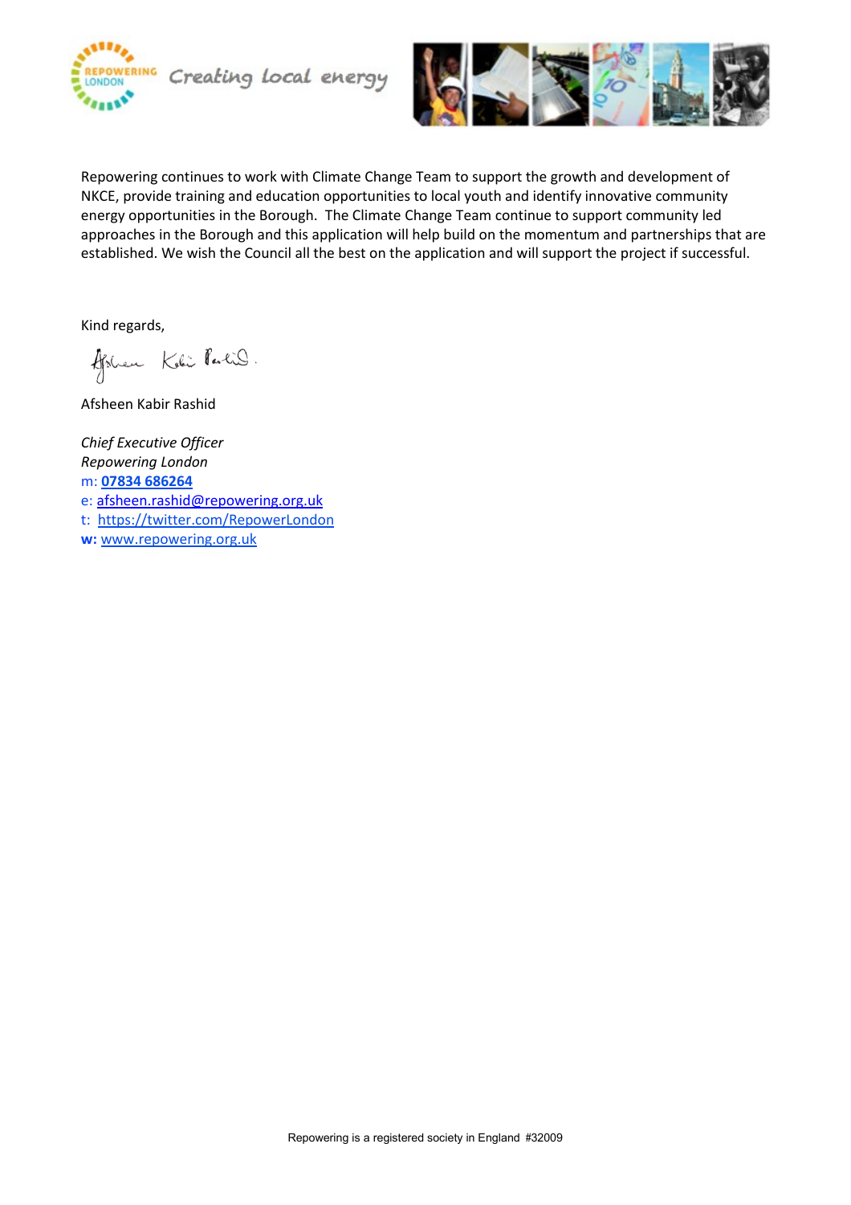Repowering continues to work with Climate Change Team to support the growth and development of NKCE, provide training and education opportunities to local youth and identify innovative community energy opportunities in the Borough. The Climate Change Team continue to support community led approaches in the Borough and this application will help build on the momentum and partnerships that are established. We wish the Council all the best on the application and will support the project if successful.

Kind regards,

Afsheen Kabir Rashid

*Chief Executive Officer*
*Repowering London*
m: **07834 686264**
e: afsheen.rashid@repowering.org.uk
t: https://twitter.com/RepowerLondon
**w:** www.repowering.org.uk

Repowering is a registered society in England #32009